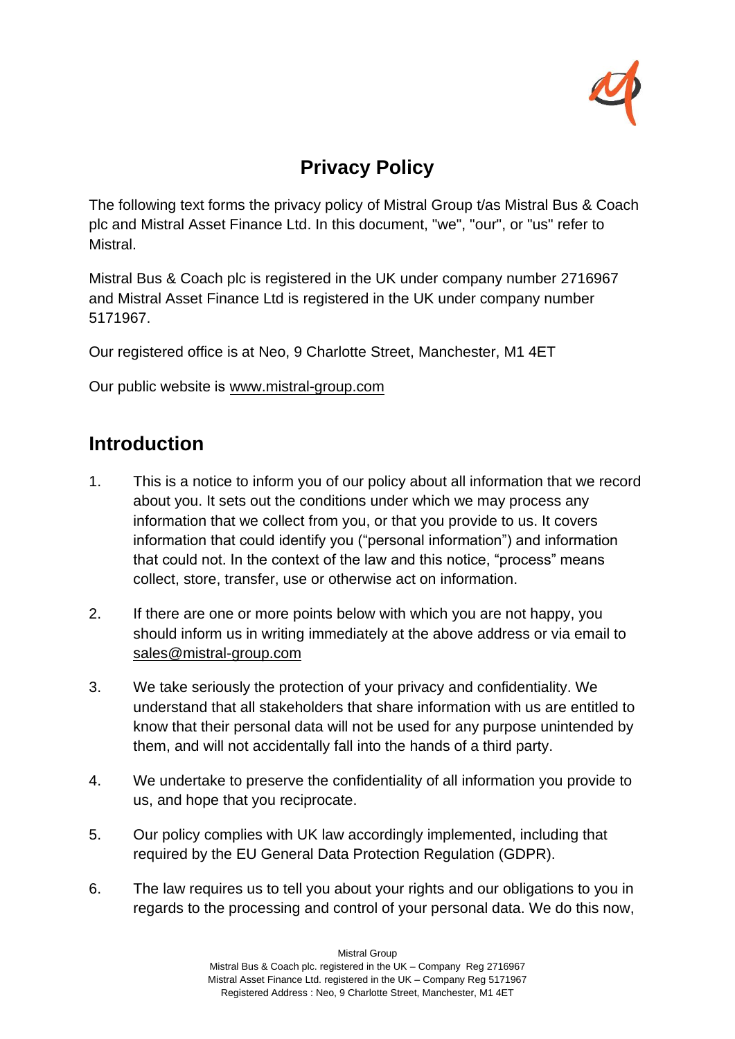# Privacy Policy

The following text forms the privacy policy of Mistral Group t/as Mistral Bus & Coach plc and Mistral Asset Finance Ltd. In this document, "we", "our", or "us" refer to Mistral.

Mistral Bus & Coach plc is registered in the UK under company number 2716967 and Mistral Asset Finance Ltd is registered in the UK under company number 5171967.

Our registered office is at Neo, 9 Charlotte Street, Manchester, M1 4ET

Our public website is www.mistral-group.com

## Introduction

1. This is a notice to inform you of our policy about all information that we record about you. It sets out the conditions under which we may process any information that we collect from you, or that you provide to us. It covers information that could identify you ("personal information") and information that could not. In the context of the law and this notice, "process" means collect, store, transfer, use or otherwise act on information.

2. If there are one or more points below with which you are not happy, you should inform us in writing immediately at the above address or via email to sales@mistral-group.com

3. We take seriously the protection of your privacy and confidentiality. We understand that all stakeholders that share information with us are entitled to know that their personal data will not be used for any purpose unintended by them, and will not accidentally fall into the hands of a third party.

4. We undertake to preserve the confidentiality of all information you provide to us, and hope that you reciprocate.

5. Our policy complies with UK law accordingly implemented, including that required by the EU General Data Protection Regulation (GDPR).

6. The law requires us to tell you about your rights and our obligations to you in regards to the processing and control of your personal data. We do this now,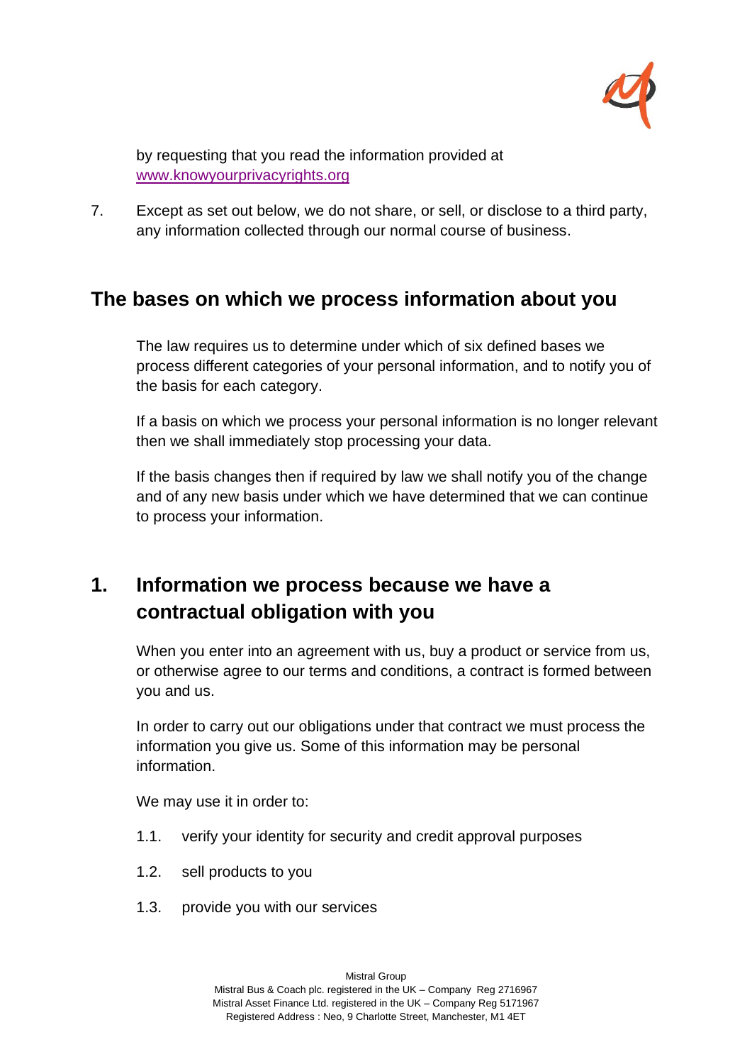by requesting that you read the information provided at [www.knowyourprivacyrights.org](http://www.knowyourprivacyrights.org)

7. Except as set out below, we do not share, or sell, or disclose to a third party, any information collected through our normal course of business.

## The bases on which we process information about you

The law requires us to determine under which of six defined bases we process different categories of your personal information, and to notify you of the basis for each category.

If a basis on which we process your personal information is no longer relevant then we shall immediately stop processing your data.

If the basis changes then if required by law we shall notify you of the change and of any new basis under which we have determined that we can continue to process your information.

## 1. Information we process because we have a contractual obligation with you

When you enter into an agreement with us, buy a product or service from us, or otherwise agree to our terms and conditions, a contract is formed between you and us.

In order to carry out our obligations under that contract we must process the information you give us. Some of this information may be personal information.

We may use it in order to:

1.1. verify your identity for security and credit approval purposes

1.2. sell products to you

1.3. provide you with our services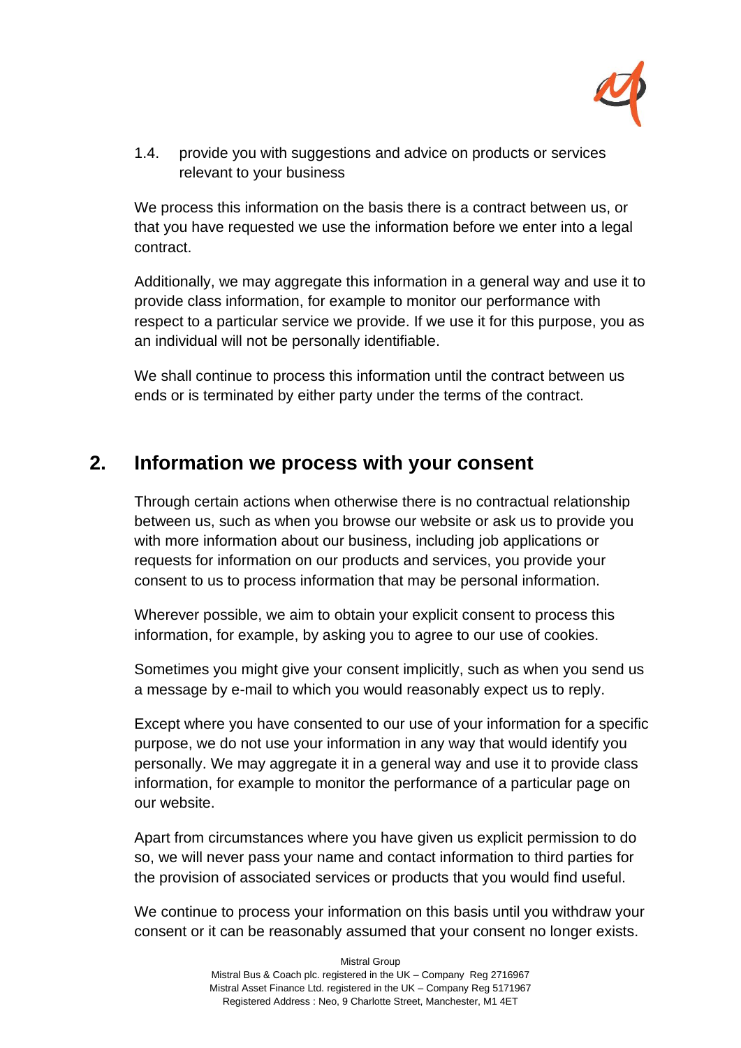1.4. provide you with suggestions and advice on products or services relevant to your business

We process this information on the basis there is a contract between us, or that you have requested we use the information before we enter into a legal contract.

Additionally, we may aggregate this information in a general way and use it to provide class information, for example to monitor our performance with respect to a particular service we provide. If we use it for this purpose, you as an individual will not be personally identifiable.

We shall continue to process this information until the contract between us ends or is terminated by either party under the terms of the contract.

## 2. Information we process with your consent

Through certain actions when otherwise there is no contractual relationship between us, such as when you browse our website or ask us to provide you with more information about our business, including job applications or requests for information on our products and services, you provide your consent to us to process information that may be personal information.

Wherever possible, we aim to obtain your explicit consent to process this information, for example, by asking you to agree to our use of cookies.

Sometimes you might give your consent implicitly, such as when you send us a message by e-mail to which you would reasonably expect us to reply.

Except where you have consented to our use of your information for a specific purpose, we do not use your information in any way that would identify you personally. We may aggregate it in a general way and use it to provide class information, for example to monitor the performance of a particular page on our website.

Apart from circumstances where you have given us explicit permission to do so, we will never pass your name and contact information to third parties for the provision of associated services or products that you would find useful.

We continue to process your information on this basis until you withdraw your consent or it can be reasonably assumed that your consent no longer exists.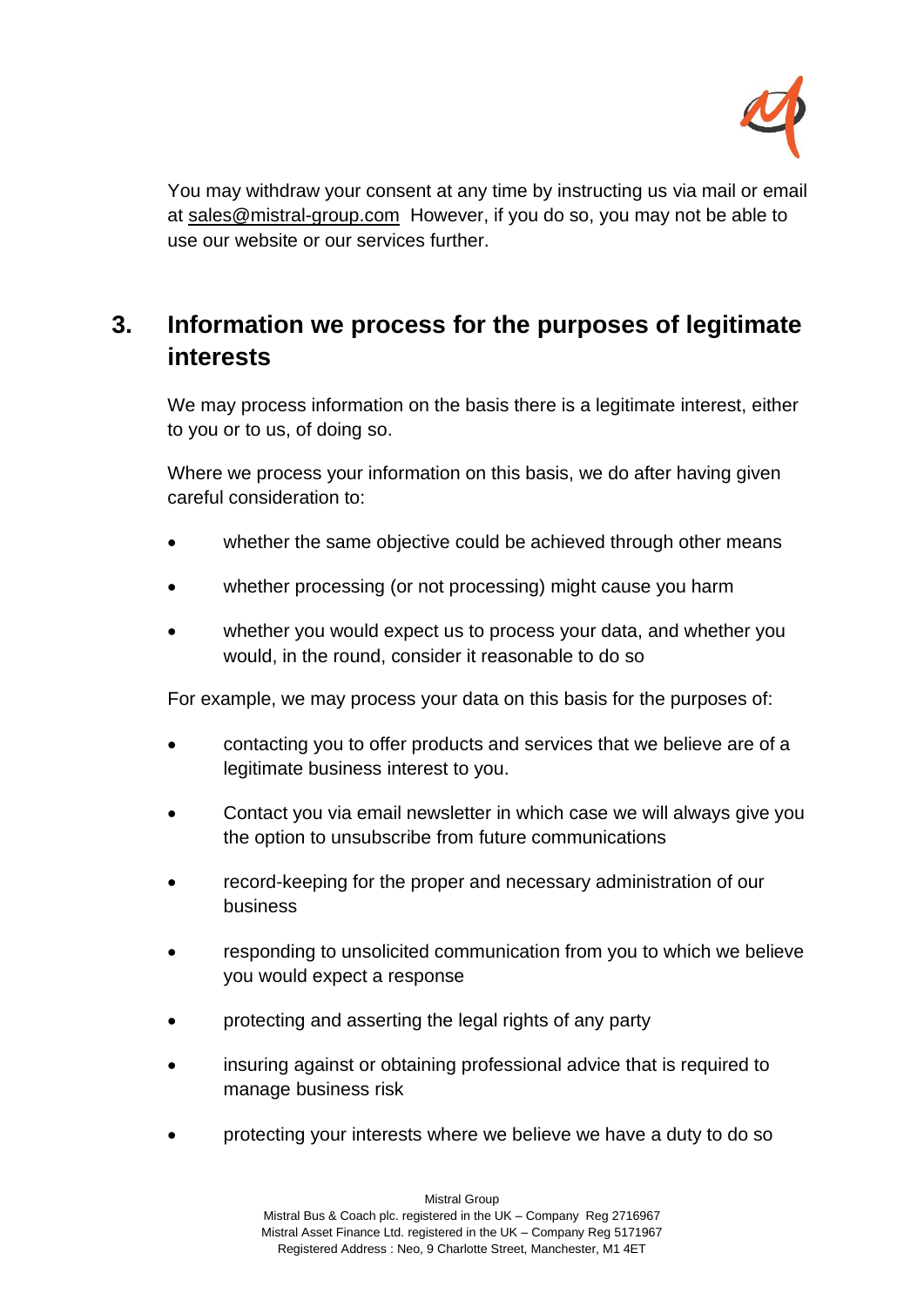You may withdraw your consent at any time by instructing us via mail or email at sales@mistral-group.com  However, if you do so, you may not be able to use our website or our services further.

## 3. Information we process for the purposes of legitimate interests

We may process information on the basis there is a legitimate interest, either to you or to us, of doing so.

Where we process your information on this basis, we do after having given careful consideration to:

- whether the same objective could be achieved through other means
- whether processing (or not processing) might cause you harm
- whether you would expect us to process your data, and whether you would, in the round, consider it reasonable to do so

For example, we may process your data on this basis for the purposes of:

- contacting you to offer products and services that we believe are of a legitimate business interest to you.
- Contact you via email newsletter in which case we will always give you the option to unsubscribe from future communications
- record-keeping for the proper and necessary administration of our business
- responding to unsolicited communication from you to which we believe you would expect a response
- protecting and asserting the legal rights of any party
- insuring against or obtaining professional advice that is required to manage business risk
- protecting your interests where we believe we have a duty to do so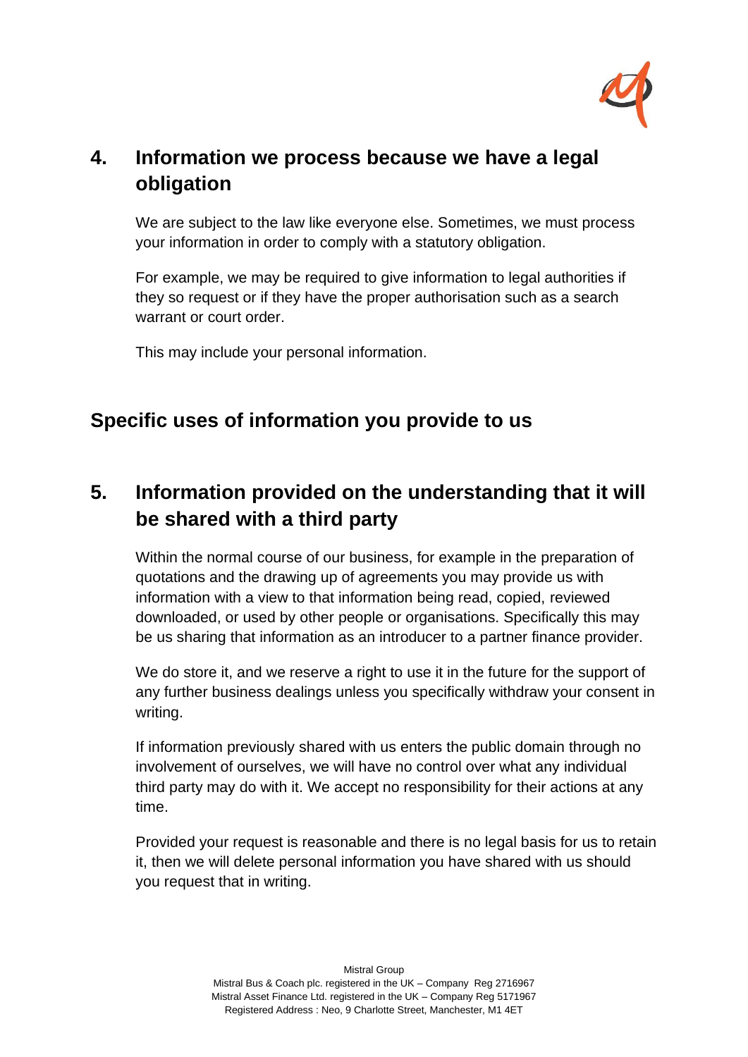## 4. Information we process because we have a legal obligation

We are subject to the law like everyone else. Sometimes, we must process your information in order to comply with a statutory obligation.

For example, we may be required to give information to legal authorities if they so request or if they have the proper authorisation such as a search warrant or court order.

This may include your personal information.

## Specific uses of information you provide to us

## 5. Information provided on the understanding that it will be shared with a third party

Within the normal course of our business, for example in the preparation of quotations and the drawing up of agreements you may provide us with information with a view to that information being read, copied, reviewed downloaded, or used by other people or organisations. Specifically this may be us sharing that information as an introducer to a partner finance provider.

We do store it, and we reserve a right to use it in the future for the support of any further business dealings unless you specifically withdraw your consent in writing.

If information previously shared with us enters the public domain through no involvement of ourselves, we will have no control over what any individual third party may do with it. We accept no responsibility for their actions at any time.

Provided your request is reasonable and there is no legal basis for us to retain it, then we will delete personal information you have shared with us should you request that in writing.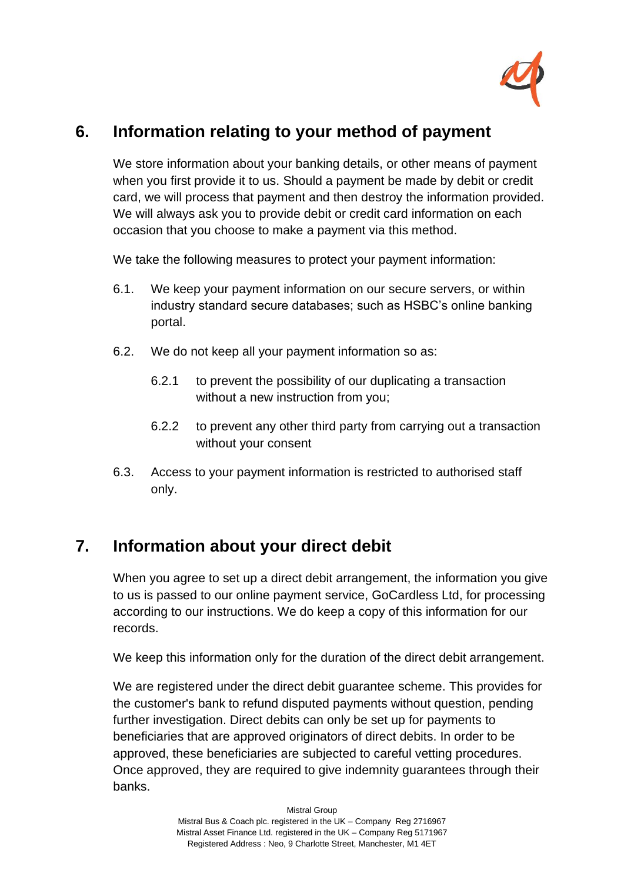## 6. Information relating to your method of payment

We store information about your banking details, or other means of payment when you first provide it to us. Should a payment be made by debit or credit card, we will process that payment and then destroy the information provided. We will always ask you to provide debit or credit card information on each occasion that you choose to make a payment via this method.

We take the following measures to protect your payment information:

6.1. We keep your payment information on our secure servers, or within industry standard secure databases; such as HSBC's online banking portal.

6.2. We do not keep all your payment information so as:

 6.2.1 to prevent the possibility of our duplicating a transaction without a new instruction from you;

 6.2.2 to prevent any other third party from carrying out a transaction without your consent

6.3. Access to your payment information is restricted to authorised staff only.

## 7. Information about your direct debit

When you agree to set up a direct debit arrangement, the information you give to us is passed to our online payment service, GoCardless Ltd, for processing according to our instructions. We do keep a copy of this information for our records.

We keep this information only for the duration of the direct debit arrangement.

We are registered under the direct debit guarantee scheme. This provides for the customer's bank to refund disputed payments without question, pending further investigation. Direct debits can only be set up for payments to beneficiaries that are approved originators of direct debits. In order to be approved, these beneficiaries are subjected to careful vetting procedures. Once approved, they are required to give indemnity guarantees through their banks.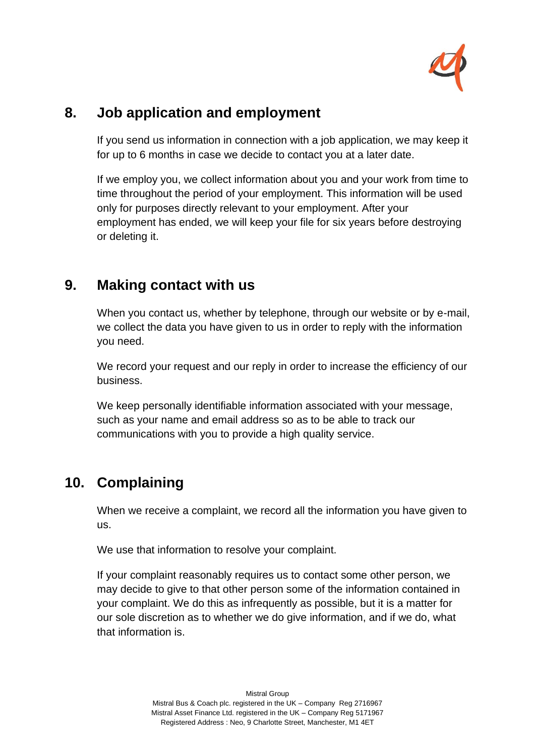## 8. Job application and employment

If you send us information in connection with a job application, we may keep it for up to 6 months in case we decide to contact you at a later date.

If we employ you, we collect information about you and your work from time to time throughout the period of your employment. This information will be used only for purposes directly relevant to your employment. After your employment has ended, we will keep your file for six years before destroying or deleting it.

## 9. Making contact with us

When you contact us, whether by telephone, through our website or by e-mail, we collect the data you have given to us in order to reply with the information you need.

We record your request and our reply in order to increase the efficiency of our business.

We keep personally identifiable information associated with your message, such as your name and email address so as to be able to track our communications with you to provide a high quality service.

## 10. Complaining

When we receive a complaint, we record all the information you have given to us.

We use that information to resolve your complaint.

If your complaint reasonably requires us to contact some other person, we may decide to give to that other person some of the information contained in your complaint. We do this as infrequently as possible, but it is a matter for our sole discretion as to whether we do give information, and if we do, what that information is.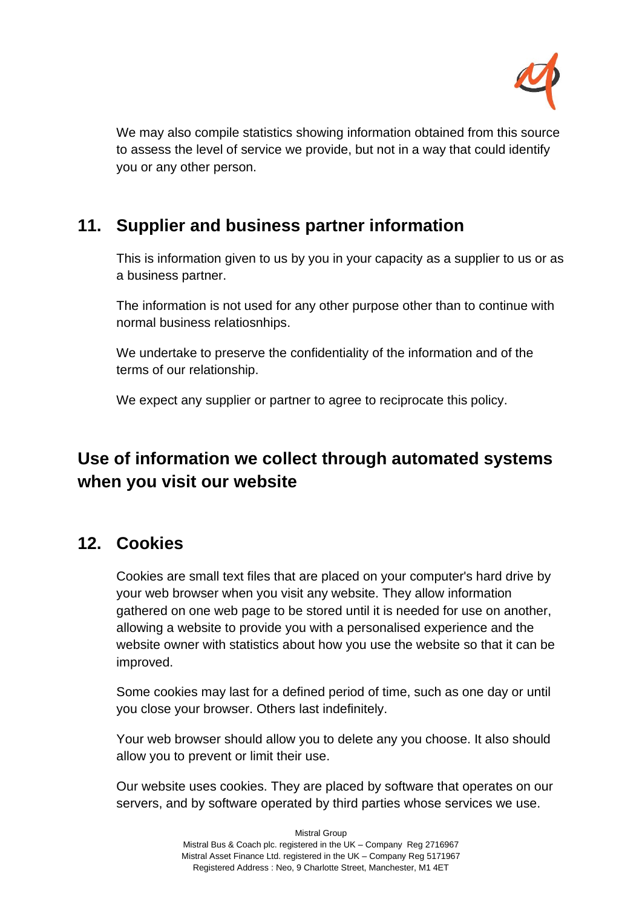We may also compile statistics showing information obtained from this source to assess the level of service we provide, but not in a way that could identify you or any other person.

## 11. Supplier and business partner information

This is information given to us by you in your capacity as a supplier to us or as a business partner.

The information is not used for any other purpose other than to continue with normal business relatiosnhips.

We undertake to preserve the confidentiality of the information and of the terms of our relationship.

We expect any supplier or partner to agree to reciprocate this policy.

## Use of information we collect through automated systems when you visit our website

## 12. Cookies

Cookies are small text files that are placed on your computer's hard drive by your web browser when you visit any website. They allow information gathered on one web page to be stored until it is needed for use on another, allowing a website to provide you with a personalised experience and the website owner with statistics about how you use the website so that it can be improved.

Some cookies may last for a defined period of time, such as one day or until you close your browser. Others last indefinitely.

Your web browser should allow you to delete any you choose. It also should allow you to prevent or limit their use.

Our website uses cookies. They are placed by software that operates on our servers, and by software operated by third parties whose services we use.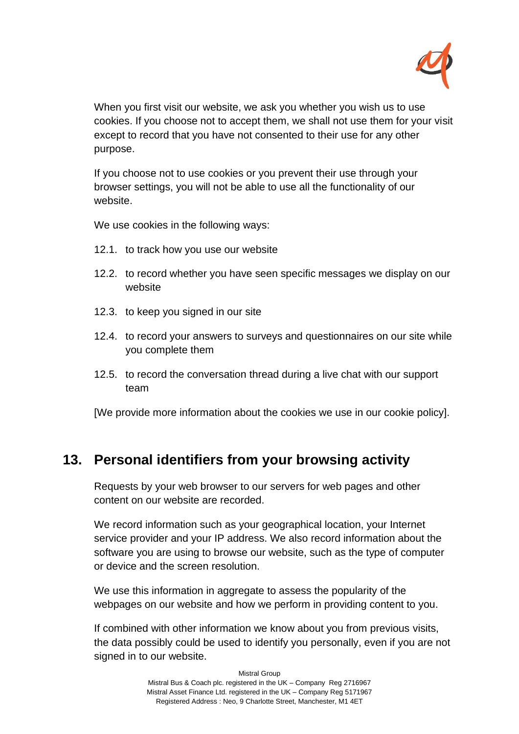When you first visit our website, we ask you whether you wish us to use cookies. If you choose not to accept them, we shall not use them for your visit except to record that you have not consented to their use for any other purpose.

If you choose not to use cookies or you prevent their use through your browser settings, you will not be able to use all the functionality of our website.

We use cookies in the following ways:

12.1. to track how you use our website

12.2. to record whether you have seen specific messages we display on our website

12.3. to keep you signed in our site

12.4. to record your answers to surveys and questionnaires on our site while you complete them

12.5. to record the conversation thread during a live chat with our support team

[We provide more information about the cookies we use in our cookie policy].

## 13. Personal identifiers from your browsing activity

Requests by your web browser to our servers for web pages and other content on our website are recorded.

We record information such as your geographical location, your Internet service provider and your IP address. We also record information about the software you are using to browse our website, such as the type of computer or device and the screen resolution.

We use this information in aggregate to assess the popularity of the webpages on our website and how we perform in providing content to you.

If combined with other information we know about you from previous visits, the data possibly could be used to identify you personally, even if you are not signed in to our website.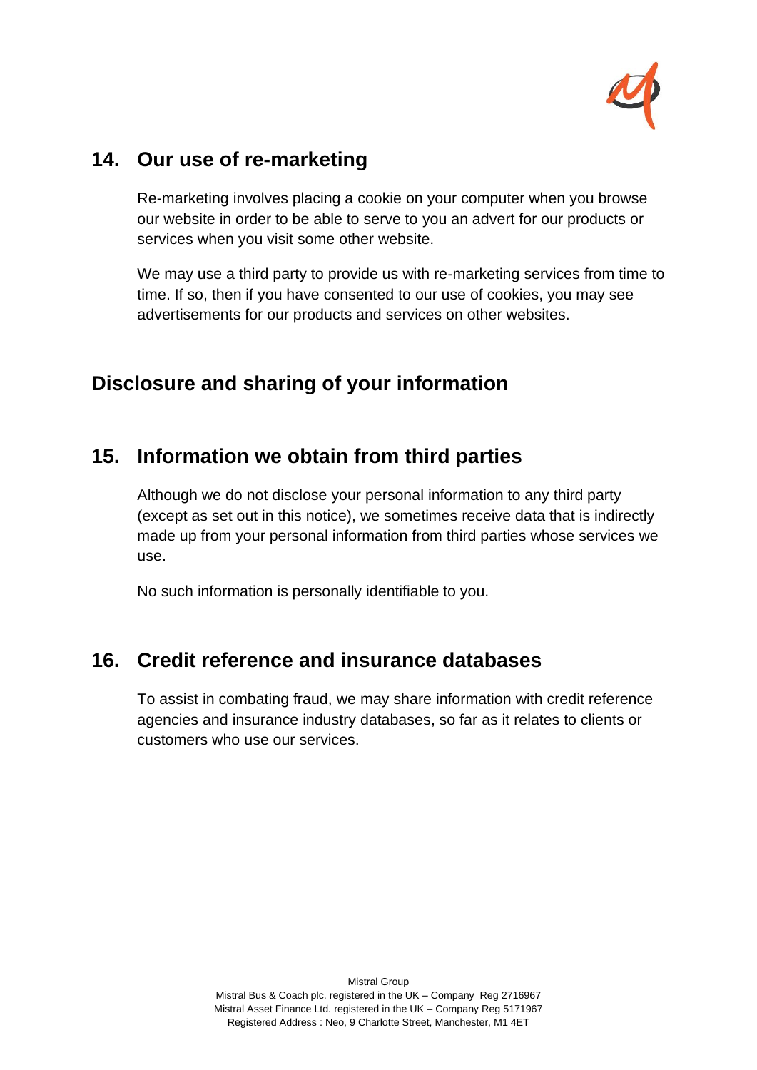## 14. Our use of re-marketing

Re-marketing involves placing a cookie on your computer when you browse our website in order to be able to serve to you an advert for our products or services when you visit some other website.

We may use a third party to provide us with re-marketing services from time to time. If so, then if you have consented to our use of cookies, you may see advertisements for our products and services on other websites.

# Disclosure and sharing of your information

## 15. Information we obtain from third parties

Although we do not disclose your personal information to any third party (except as set out in this notice), we sometimes receive data that is indirectly made up from your personal information from third parties whose services we use.

No such information is personally identifiable to you.

## 16. Credit reference and insurance databases

To assist in combating fraud, we may share information with credit reference agencies and insurance industry databases, so far as it relates to clients or customers who use our services.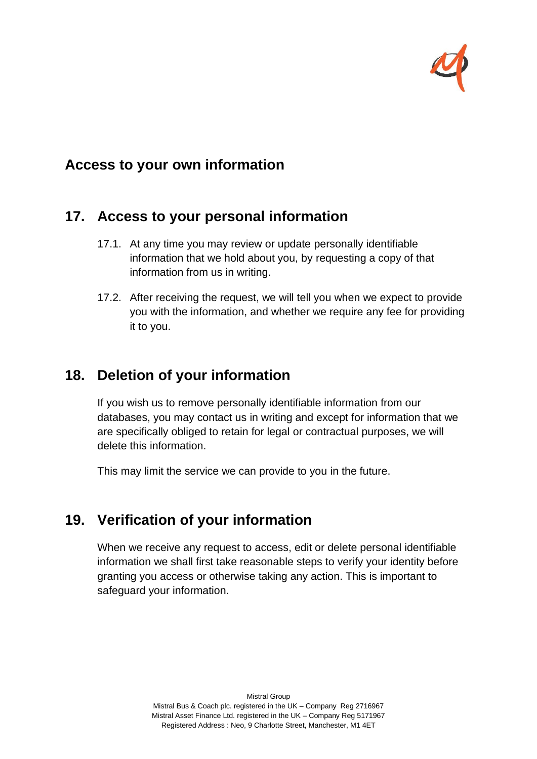## Access to your own information

## 17. Access to your personal information

17.1. At any time you may review or update personally identifiable information that we hold about you, by requesting a copy of that information from us in writing.

17.2. After receiving the request, we will tell you when we expect to provide you with the information, and whether we require any fee for providing it to you.

## 18. Deletion of your information

If you wish us to remove personally identifiable information from our databases, you may contact us in writing and except for information that we are specifically obliged to retain for legal or contractual purposes, we will delete this information.

This may limit the service we can provide to you in the future.

## 19. Verification of your information

When we receive any request to access, edit or delete personal identifiable information we shall first take reasonable steps to verify your identity before granting you access or otherwise taking any action. This is important to safeguard your information.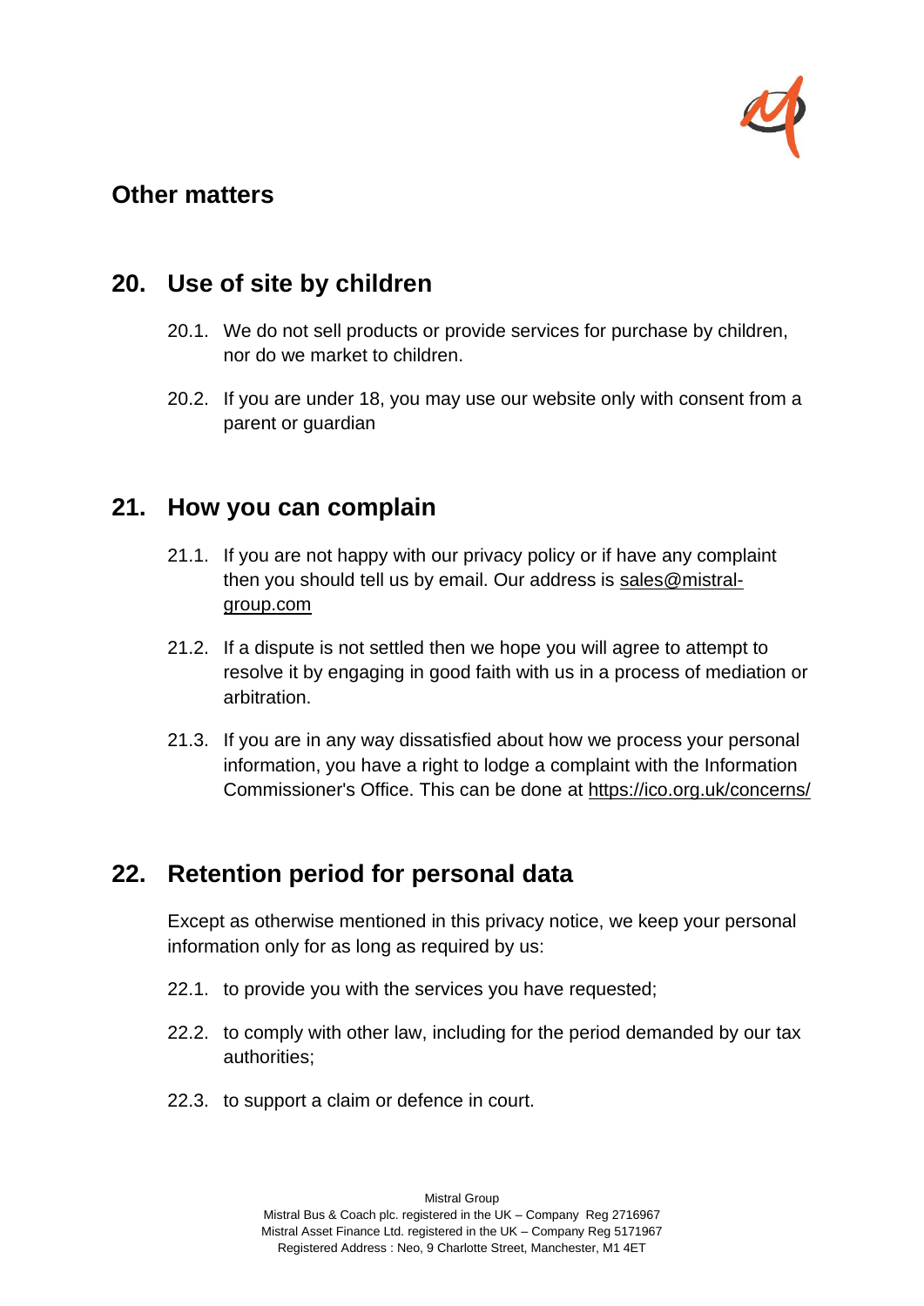## Other matters

## 20. Use of site by children

20.1. We do not sell products or provide services for purchase by children, nor do we market to children.

20.2. If you are under 18, you may use our website only with consent from a parent or guardian

## 21. How you can complain

21.1. If you are not happy with our privacy policy or if have any complaint then you should tell us by email. Our address is sales@mistral-group.com

21.2. If a dispute is not settled then we hope you will agree to attempt to resolve it by engaging in good faith with us in a process of mediation or arbitration.

21.3. If you are in any way dissatisfied about how we process your personal information, you have a right to lodge a complaint with the Information Commissioner's Office. This can be done at https://ico.org.uk/concerns/

## 22. Retention period for personal data

Except as otherwise mentioned in this privacy notice, we keep your personal information only for as long as required by us:

22.1. to provide you with the services you have requested;

22.2. to comply with other law, including for the period demanded by our tax authorities;

22.3. to support a claim or defence in court.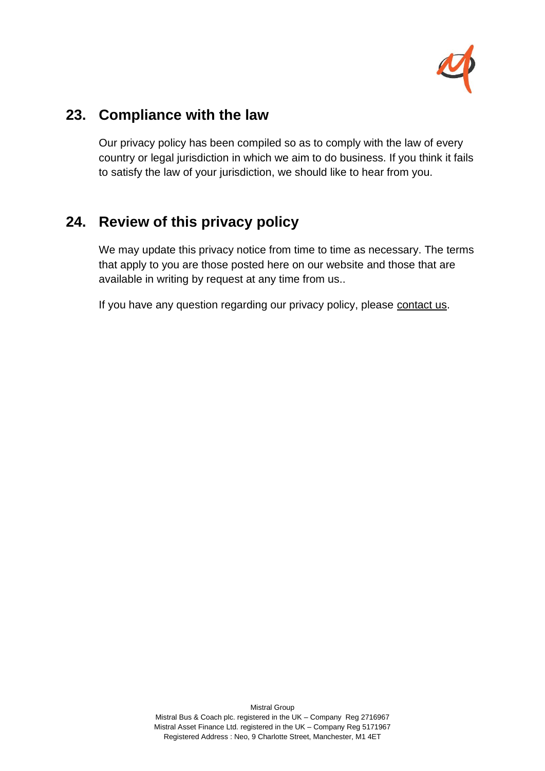## 23. Compliance with the law

Our privacy policy has been compiled so as to comply with the law of every country or legal jurisdiction in which we aim to do business. If you think it fails to satisfy the law of your jurisdiction, we should like to hear from you.

## 24. Review of this privacy policy

We may update this privacy notice from time to time as necessary. The terms that apply to you are those posted here on our website and those that are available in writing by request at any time from us..

If you have any question regarding our privacy policy, please contact us.

Mistral Group
Mistral Bus & Coach plc. registered in the UK – Company Reg 2716967
Mistral Asset Finance Ltd. registered in the UK – Company Reg 5171967
Registered Address : Neo, 9 Charlotte Street, Manchester, M1 4ET